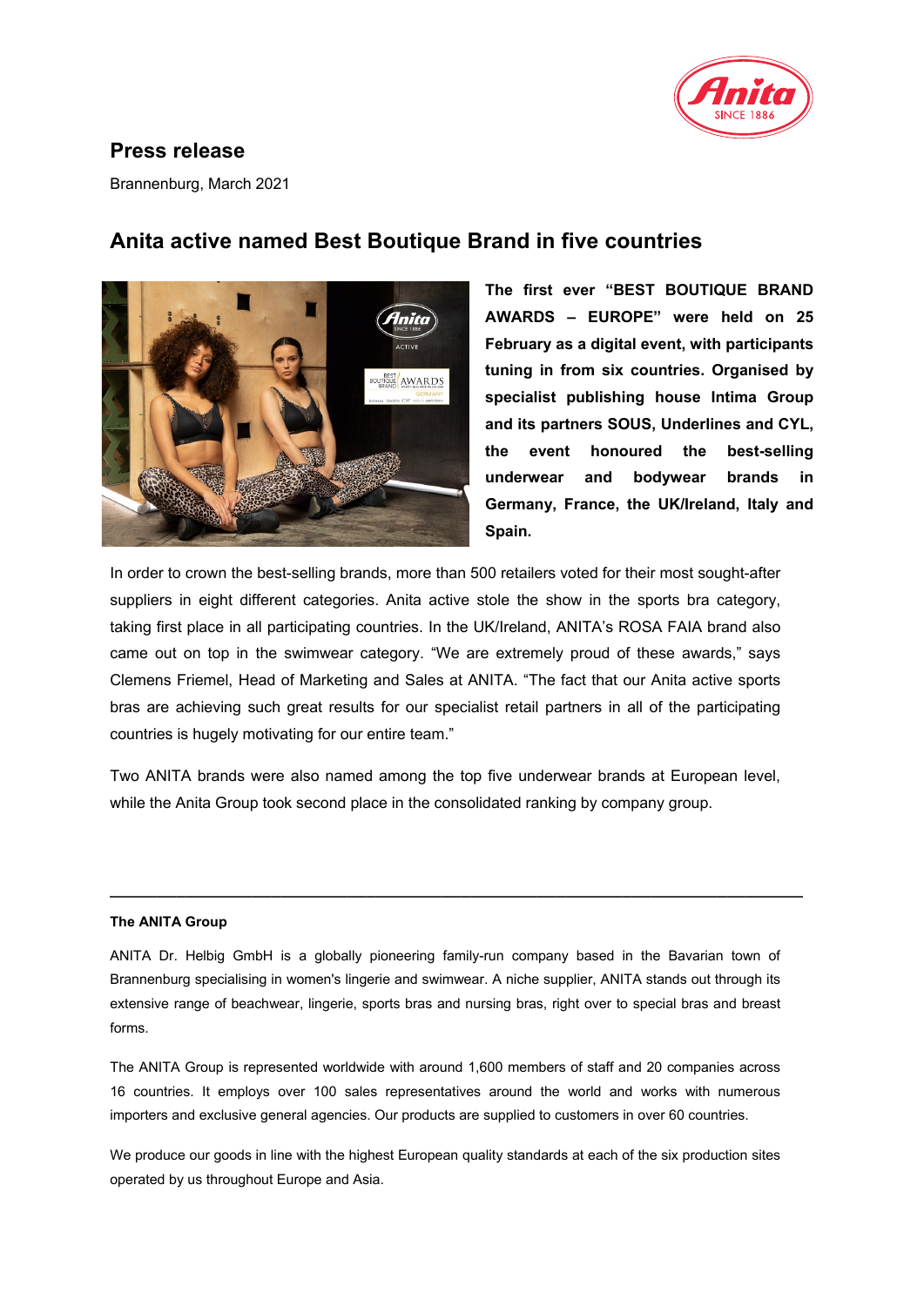# Press release

Brannenburg, March 2021

## Anita active named Best Boutique Brand in five countries

**The first ever "BEST BOUTIQUE BRAND AWARDS – EUROPE" were held on 25 February as a digital event, with participants tuning in from six countries. Organised by specialist publishing house Intima Group and its partners SOUS, Underlines and CYL, the event honoured the best-selling underwear and bodywear brands in Germany, France, the UK/Ireland, Italy and Spain.**

In order to crown the best-selling brands, more than 500 retailers voted for their most sought-after suppliers in eight different categories. Anita active stole the show in the sports bra category, taking first place in all participating countries. In the UK/Ireland, ANITA's ROSA FAIA brand also came out on top in the swimwear category. "We are extremely proud of these awards," says Clemens Friemel, Head of Marketing and Sales at ANITA. "The fact that our Anita active sports bras are achieving such great results for our specialist retail partners in all of the participating countries is hugely motivating for our entire team."

Two ANITA brands were also named among the top five underwear brands at European level, while the Anita Group took second place in the consolidated ranking by company group.

---

**The ANITA Group**

ANITA Dr. Helbig GmbH is a globally pioneering family-run company based in the Bavarian town of Brannenburg specialising in women's lingerie and swimwear. A niche supplier, ANITA stands out through its extensive range of beachwear, lingerie, sports bras and nursing bras, right over to special bras and breast forms.

The ANITA Group is represented worldwide with around 1,600 members of staff and 20 companies across 16 countries. It employs over 100 sales representatives around the world and works with numerous importers and exclusive general agencies. Our products are supplied to customers in over 60 countries.

We produce our goods in line with the highest European quality standards at each of the six production sites operated by us throughout Europe and Asia.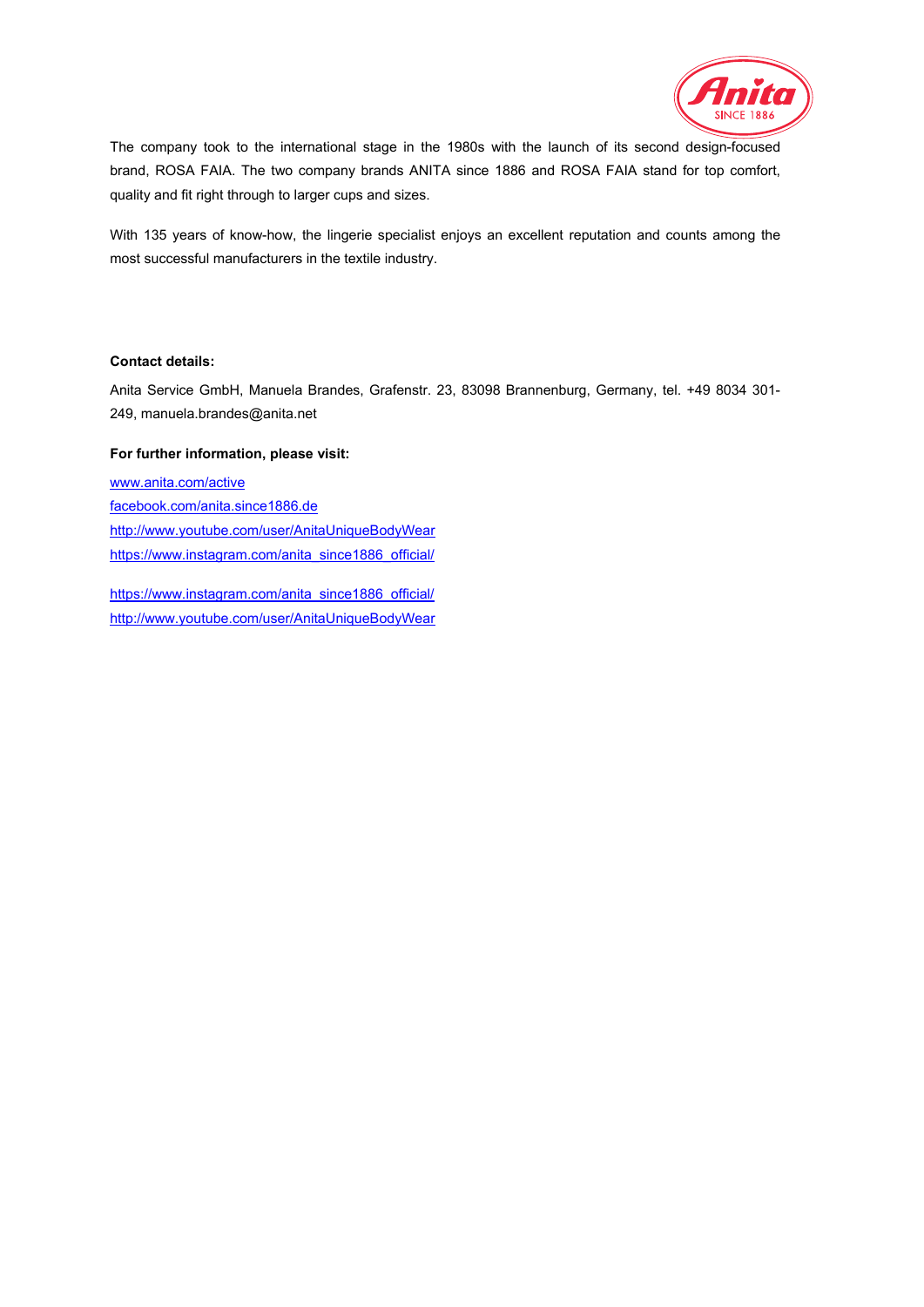The company took to the international stage in the 1980s with the launch of its second design-focused brand, ROSA FAIA. The two company brands ANITA since 1886 and ROSA FAIA stand for top comfort, quality and fit right through to larger cups and sizes.

With 135 years of know-how, the lingerie specialist enjoys an excellent reputation and counts among the most successful manufacturers in the textile industry.

**Contact details:**

Anita Service GmbH, Manuela Brandes, Grafenstr. 23, 83098 Brannenburg, Germany, tel. +49 8034 301-249, manuela.brandes@anita.net

**For further information, please visit:**

www.anita.com/active
facebook.com/anita.since1886.de
http://www.youtube.com/user/AnitaUniqueBodyWear
https://www.instagram.com/anita_since1886_official/

https://www.instagram.com/anita_since1886_official/
http://www.youtube.com/user/AnitaUniqueBodyWear